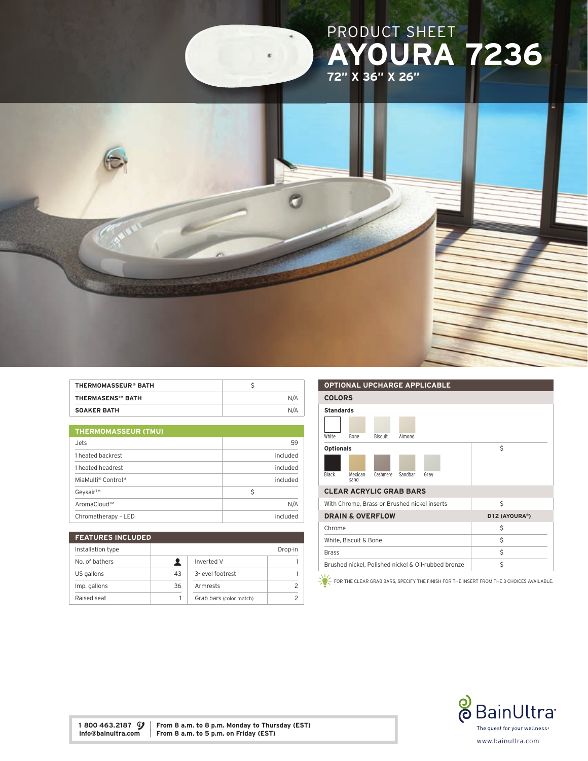# PRODUCT SHEET

# AYOURA 7236

**72" X 36" X 26"**

| THERMOMASSEUR® BATH | $ |
|---|---|
| THERMASENS™ BATH | N/A |
| SOAKER BATH | N/A |

| THERMOMASSEUR (TMU) | |
|---|---|
| Jets | 59 |
| 1 heated backrest | included |
| 1 heated headrest | included |
| MiaMulti® Control* | included |
| Geysair™ | $ |
| AromaCloud™ | N/A |
| Chromatherapy - LED | included |

| FEATURES INCLUDED | | | |
|---|---|---|---|
| Installation type | Drop-in | | |
| No. of bathers | 👤 | Inverted V | 1 |
| US gallons | 43 | 3-level footrest | 1 |
| Imp. gallons | 36 | Armrests | 2 |
| Raised seat | 1 | Grab bars (color match) | 2 |

| OPTIONAL UPCHARGE APPLICABLE | |
|---|---|
| **COLORS** | |
| **Standards**: White, Bone, Biscuit, Almond | |
| **Optionals**: Black, Mexican sand, Cashmere, Sandbar, Gray | $ |
| **CLEAR ACRYLIC GRAB BARS** | |
| With Chrome, Brass or Brushed nickel inserts | $ |
| **DRAIN & OVERFLOW** | **D12 (AYOURA®)** |
| Chrome | $ |
| White, Biscuit & Bone | $ |
| Brass | $ |
| Brushed nickel, Polished nickel & Oil-rubbed bronze | $ |

FOR THE CLEAR GRAB BARS, SPECIFY THE FINISH FOR THE INSERT FROM THE 3 CHOICES AVAILABLE.

**1 800 463.2187**
**info@bainultra.com**

**From 8 a.m. to 8 p.m. Monday to Thursday (EST)**
**From 8 a.m. to 5 p.m. on Friday (EST)**

BainUltra
The quest for your wellness•
www.bainultra.com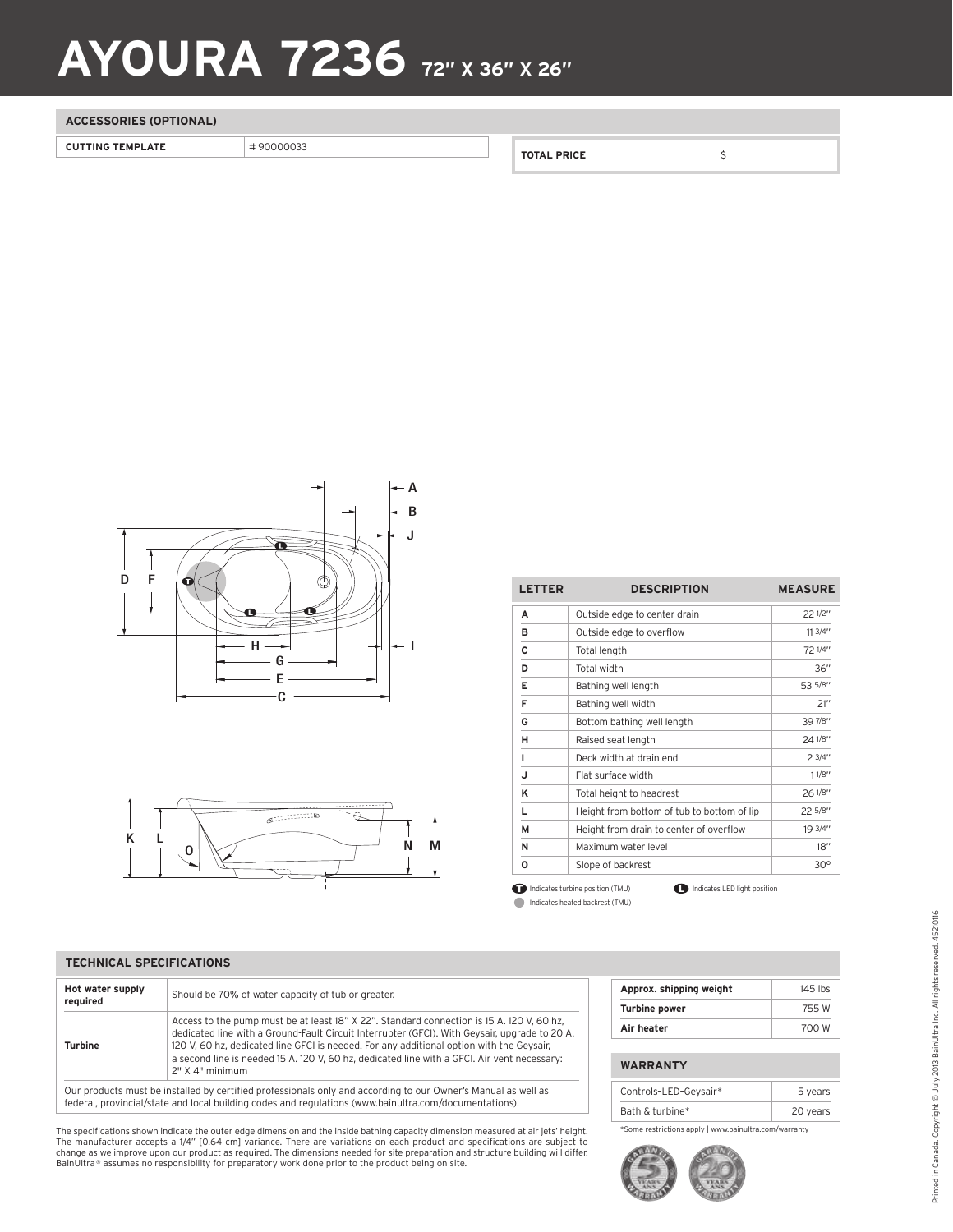# AYOURA 7236 72" X 36" X 26"

## ACCESSORIES (OPTIONAL)

| | |
|---|---|
| **CUTTING TEMPLATE** | # 90000033 |

| | |
|---|---|
| **TOTAL PRICE** | $ |

A
B
J
D F
H
G
E
C
I
K L
O
N M

| LETTER | DESCRIPTION | MEASURE |
|---|---|---|
| **A** | Outside edge to center drain | 22 1/2" |
| **B** | Outside edge to overflow | 11 3/4" |
| **C** | Total length | 72 1/4" |
| **D** | Total width | 36" |
| **E** | Bathing well length | 53 5/8" |
| **F** | Bathing well width | 21" |
| **G** | Bottom bathing well length | 39 7/8" |
| **H** | Raised seat length | 24 1/8" |
| **I** | Deck width at drain end | 2 3/4" |
| **J** | Flat surface width | 1 1/8" |
| **K** | Total height to headrest | 26 1/8" |
| **L** | Height from bottom of tub to bottom of lip | 22 5/8" |
| **M** | Height from drain to center of overflow | 19 3/4" |
| **N** | Maximum water level | 18" |
| **O** | Slope of backrest | 30° |

T Indicates turbine position (TMU)
L Indicates LED light position
Indicates heated backrest (TMU)

## TECHNICAL SPECIFICATIONS

| | |
|---|---|
| **Hot water supply required** | Should be 70% of water capacity of tub or greater. |
| **Turbine** | Access to the pump must be at least 18" X 22". Standard connection is 15 A. 120 V, 60 hz, dedicated line with a Ground-Fault Circuit Interrupter (GFCI). With Geysair, upgrade to 20 A. 120 V, 60 hz, dedicated line GFCI is needed. For any additional option with the Geysair, a second line is needed 15 A. 120 V, 60 hz, dedicated line with a GFCI. Air vent necessary: 2" X 4" minimum |

Our products must be installed by certified professionals only and according to our Owner's Manual as well as federal, provincial/state and local building codes and regulations (www.bainultra.com/documentations).

| | |
|---|---|
| **Approx. shipping weight** | 145 lbs |
| **Turbine power** | 755 W |
| **Air heater** | 700 W |

## WARRANTY

| | |
|---|---|
| Controls-LED-Geysair* | 5 years |
| Bath & turbine* | 20 years |

*Some restrictions apply | www.bainultra.com/warranty

The specifications shown indicate the outer edge dimension and the inside bathing capacity dimension measured at air jets' height. The manufacturer accepts a 1/4" [0.64 cm] variance. There are variations on each product and specifications are subject to change as we improve upon our product as required. The dimensions needed for site preparation and structure building will differ. BainUltra® assumes no responsibility for preparatory work done prior to the product being on site.

Printed in Canada. Copyright © July 2013 BainUltra Inc. All rights reserved. 45210116